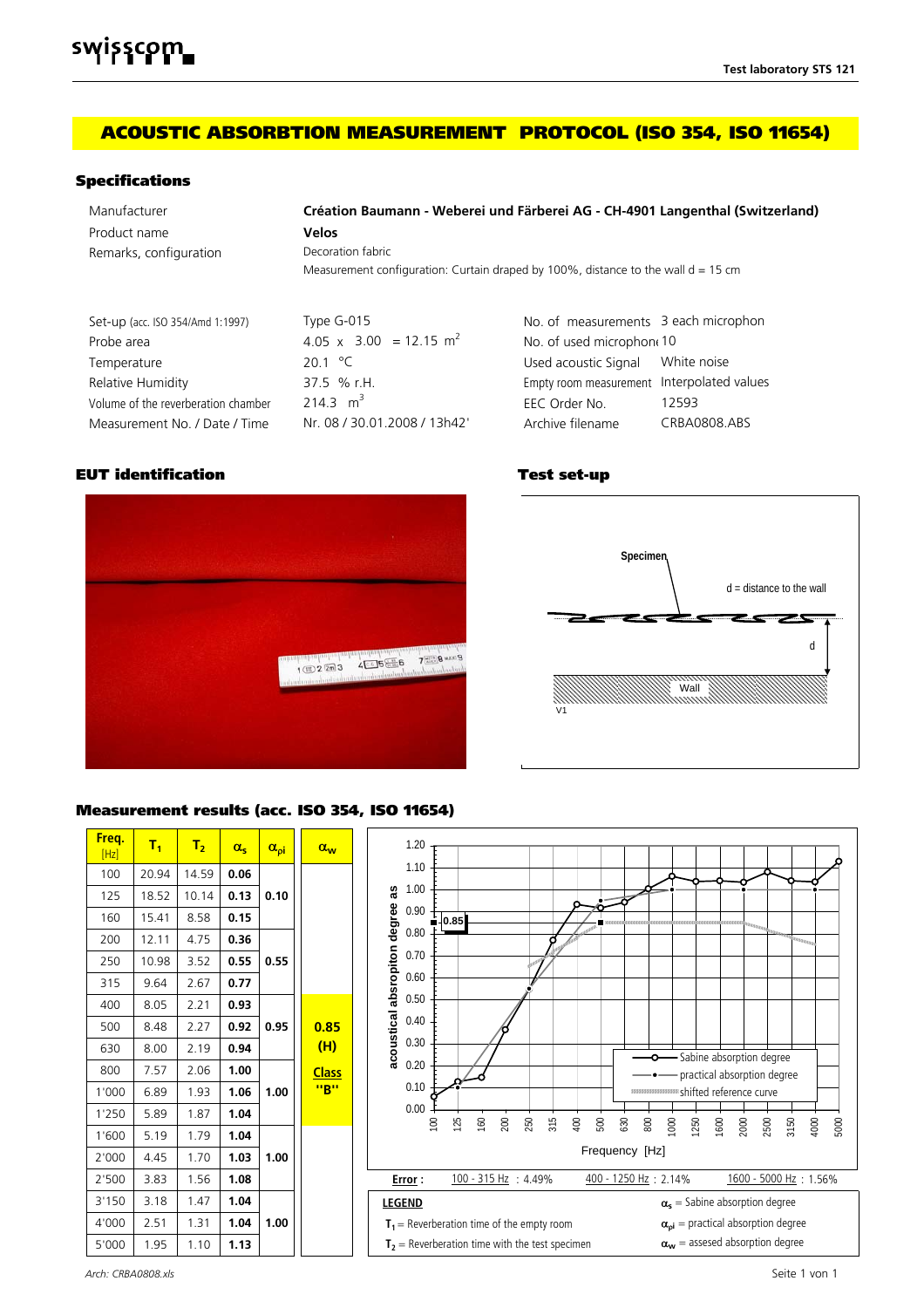## ACOUSTIC ABSORBTION MEASUREMENT PROTOCOL (ISO 354, ISO 11654)

### Specifications

| | |
|---|---|
| Manufacturer | **Création Baumann - Weberei und Färberei AG - CH-4901 Langenthal (Switzerland)** |
| Product name | **Velos** |
| Remarks, configuration | Decoration fabric |
| | Measurement configuration: Curtain draped by 100%, distance to the wall d = 15 cm |

| | | | |
|---|---|---|---|
| Set-up (acc. ISO 354/Amd 1:1997) | Type G-015 | No. of measurements | 3 each microphon |
| Probe area | 4.05 x 3.00 = 12.15 $m^2$ | No. of used microphon | 10 |
| Temperature | 20.1 °C | Used acoustic Signal | White noise |
| Relative Humidity | 37.5 % r.H. | Empty room measurement | Interpolated values |
| Volume of the reverberation chamber | 214.3 $m^3$ | EEC Order No. | 12593 |
| Measurement No. / Date / Time | Nr. 08 / 30.01.2008 / 13h42' | Archive filename | CRBA0808.ABS |

### EUT identification

### Test set-up

Specimen

d = distance to the wall

d

Wall

V1

### Measurement results (acc. ISO 354, ISO 11654)

| Freq. [Hz] | $T_1$ | $T_2$ | $\alpha_s$ | $\alpha_{pi}$ | $\alpha_w$ |
|---|---|---|---|---|---|
| 100 | 20.94 | 14.59 | **0.06** | | |
| 125 | 18.52 | 10.14 | **0.13** | **0.10** | |
| 160 | 15.41 | 8.58 | **0.15** | | |
| 200 | 12.11 | 4.75 | **0.36** | | |
| 250 | 10.98 | 3.52 | **0.55** | **0.55** | |
| 315 | 9.64 | 2.67 | **0.77** | | |
| 400 | 8.05 | 2.21 | **0.93** | | |
| 500 | 8.48 | 2.27 | **0.92** | **0.95** | **0.85 (H) Class "B"** |
| 630 | 8.00 | 2.19 | **0.94** | | |
| 800 | 7.57 | 2.06 | **1.00** | | |
| 1'000 | 6.89 | 1.93 | **1.06** | **1.00** | |
| 1'250 | 5.89 | 1.87 | **1.04** | | |
| 1'600 | 5.19 | 1.79 | **1.04** | | |
| 2'000 | 4.45 | 1.70 | **1.03** | **1.00** | |
| 2'500 | 3.83 | 1.56 | **1.08** | | |
| 3'150 | 3.18 | 1.47 | **1.04** | | |
| 4'000 | 2.51 | 1.31 | **1.04** | **1.00** | |
| 5'000 | 1.95 | 1.10 | **1.13** | | |

Chart: acoustical absroption degree as (0.00–1.20) vs. Frequency [Hz] (100–5000); marker 0.85. Legend: Sabine absorption degree; practical absorption degree; shifted reference curve.

**Error :** 100 - 315 Hz : 4.49% | 400 - 1250 Hz : 2.14% | 1600 - 5000 Hz : 1.56%

**LEGEND**

$T_1$ = Reverberation time of the empty room

$T_2$ = Reverberation time with the test specimen

$\alpha_s$ = Sabine absorption degree

$\alpha_{pi}$ = practical absorption degree

$\alpha_w$ = assesed absorption degree

Arch: CRBA0808.xls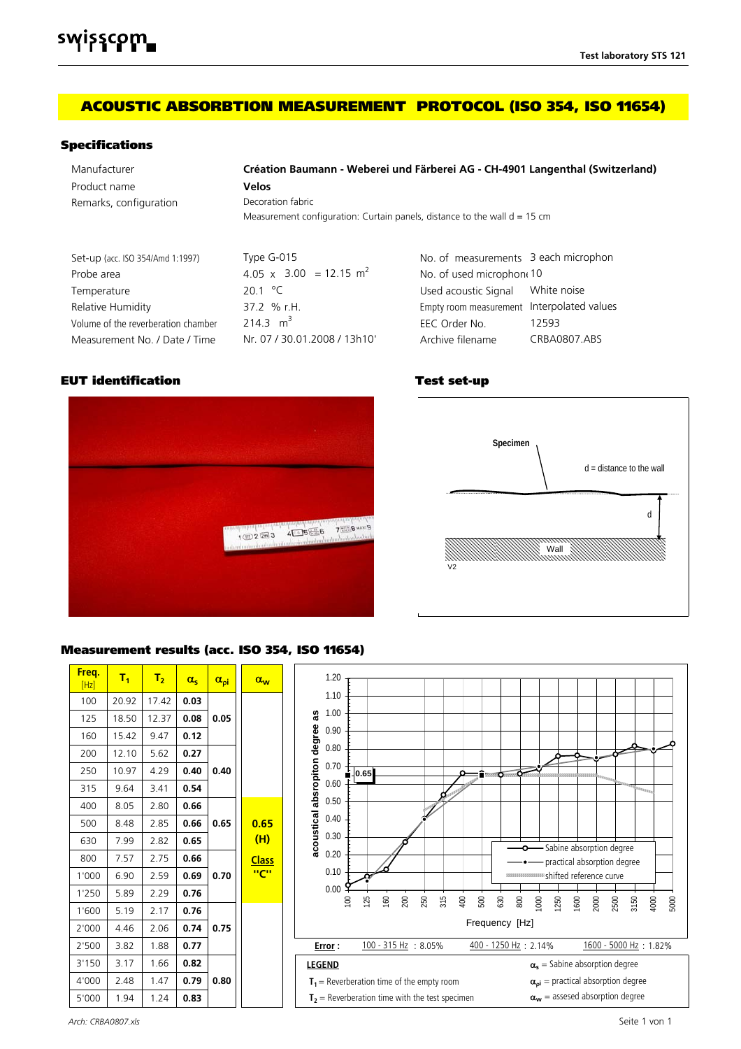Test laboratory STS 121

# ACOUSTIC ABSORBTION MEASUREMENT PROTOCOL (ISO 354, ISO 11654)

## Specifications

| | |
|---|---|
| Manufacturer | **Création Baumann - Weberei und Färberei AG - CH-4901 Langenthal (Switzerland)** |
| Product name | **Velos** |
| Remarks, configuration | Decoration fabric |
| | Measurement configuration: Curtain panels, distance to the wall d = 15 cm |

| | | | |
|---|---|---|---|
| Set-up (acc. ISO 354/Amd 1:1997) | Type G-015 | No. of measurements | 3 each microphon |
| Probe area | 4.05 x 3.00 = 12.15 $m^2$ | No. of used microphon | 10 |
| Temperature | 20.1 °C | Used acoustic Signal | White noise |
| Relative Humidity | 37.2 % r.H. | Empty room measurement | Interpolated values |
| Volume of the reverberation chamber | 214.3 $m^3$ | EEC Order No. | 12593 |
| Measurement No. / Date / Time | Nr. 07 / 30.01.2008 / 13h10' | Archive filename | CRBA0807.ABS |

## EUT identification

## Test set-up

Specimen

d = distance to the wall

d

Wall

V2

## Measurement results (acc. ISO 354, ISO 11654)

| Freq. [Hz] | $T_1$ | $T_2$ | $\alpha_s$ | $\alpha_{pi}$ | $\alpha_w$ |
|---|---|---|---|---|---|
| 100 | 20.92 | 17.42 | **0.03** | | |
| 125 | 18.50 | 12.37 | **0.08** | **0.05** | |
| 160 | 15.42 | 9.47 | **0.12** | | |
| 200 | 12.10 | 5.62 | **0.27** | | |
| 250 | 10.97 | 4.29 | **0.40** | **0.40** | |
| 315 | 9.64 | 3.41 | **0.54** | | |
| 400 | 8.05 | 2.80 | **0.66** | | |
| 500 | 8.48 | 2.85 | **0.66** | **0.65** | **0.65 (H) Class "C"** |
| 630 | 7.99 | 2.82 | **0.65** | | |
| 800 | 7.57 | 2.75 | **0.66** | | |
| 1'000 | 6.90 | 2.59 | **0.69** | **0.70** | |
| 1'250 | 5.89 | 2.29 | **0.76** | | |
| 1'600 | 5.19 | 2.17 | **0.76** | | |
| 2'000 | 4.46 | 2.06 | **0.74** | **0.75** | |
| 2'500 | 3.82 | 1.88 | **0.77** | | |
| 3'150 | 3.17 | 1.66 | **0.82** | | |
| 4'000 | 2.48 | 1.47 | **0.79** | **0.80** | |
| 5'000 | 1.94 | 1.24 | **0.83** | | |

acoustical absropiton degree as

1.20
1.10
1.00
0.90
0.80
0.70
0.60
0.50
0.40
0.30
0.20
0.10
0.00

0.65

100 125 160 200 250 315 400 500 630 800 1000 1250 1600 2000 2500 3150 4000 5000

Frequency [Hz]

Sabine absorption degree
practical absorption degree
shifted reference curve

**Error :** 100 - 315 Hz : 8.05% 400 - 1250 Hz : 2.14% 1600 - 5000 Hz : 1.82%

**LEGEND**

$T_1$ = Reverberation time of the empty room

$T_2$ = Reverberation time with the test specimen

$\alpha_s$ = Sabine absorption degree

$\alpha_{pi}$ = practical absorption degree

$\alpha_w$ = assesed absorption degree

Arch: CRBA0807.xls